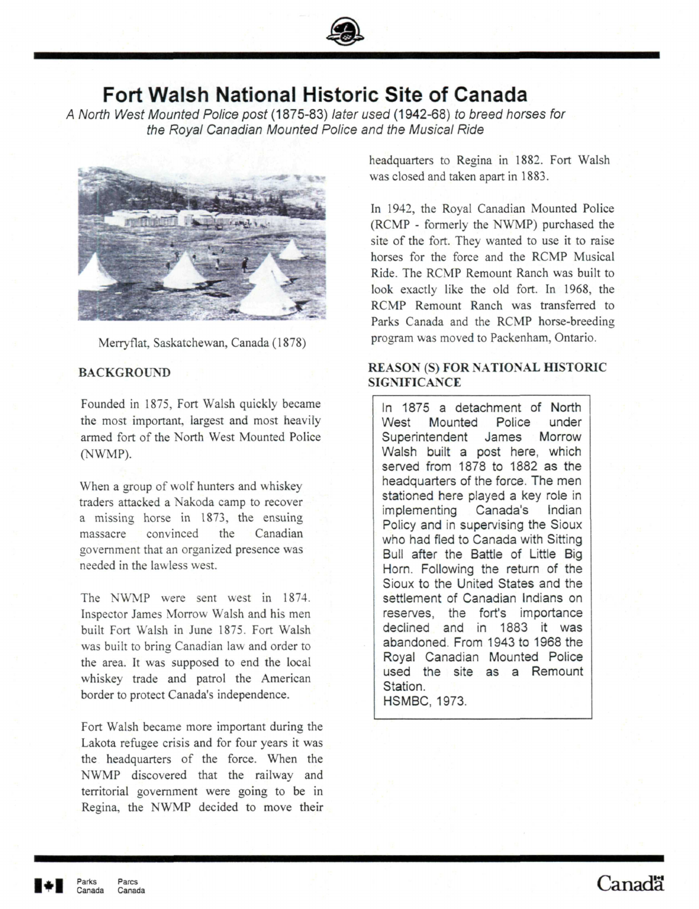# Fort Walsh National Historic Site of Canada

*A North West Mounted Police post (1875-83) later used (1942-68) to breed horses for the Royal Canadian Mounted Police and the Musical Ride*

Merryflat, Saskatchewan, Canada (1878)

## BACKGROUND

Founded in 1875, Fort Walsh quickly became the most important, largest and most heavily armed fort of the North West Mounted Police (NWMP).

When a group of wolf hunters and whiskey traders attacked a Nakoda camp to recover a missing horse in 1873, the ensuing massacre convinced the Canadian government that an organized presence was needed in the lawless west.

The NWMP were sent west in 1874. Inspector James Morrow Walsh and his men built Fort Walsh in June 1875. Fort Walsh was built to bring Canadian law and order to the area. It was supposed to end the local whiskey trade and patrol the American border to protect Canada's independence.

Fort Walsh became more important during the Lakota refugee crisis and for four years it was the headquarters of the force. When the NWMP discovered that the railway and territorial government were going to be in Regina, the NWMP decided to move their headquarters to Regina in 1882. Fort Walsh was closed and taken apart in 1883.

In 1942, the Royal Canadian Mounted Police (RCMP - formerly the NWMP) purchased the site of the fort. They wanted to use it to raise horses for the force and the RCMP Musical Ride. The RCMP Remount Ranch was built to look exactly like the old fort. In 1968, the RCMP Remount Ranch was transferred to Parks Canada and the RCMP horse-breeding program was moved to Packenham, Ontario.

## REASON (S) FOR NATIONAL HISTORIC SIGNIFICANCE

In 1875 a detachment of North West Mounted Police under Superintendent James Morrow Walsh built a post here, which served from 1878 to 1882 as the headquarters of the force. The men stationed here played a key role in implementing Canada's Indian Policy and in supervising the Sioux who had fled to Canada with Sitting Bull after the Battle of Little Big Horn. Following the return of the Sioux to the United States and the settlement of Canadian Indians on reserves, the fort's importance declined and in 1883 it was abandoned. From 1943 to 1968 the Royal Canadian Mounted Police used the site as a Remount Station.
HSMBC, 1973.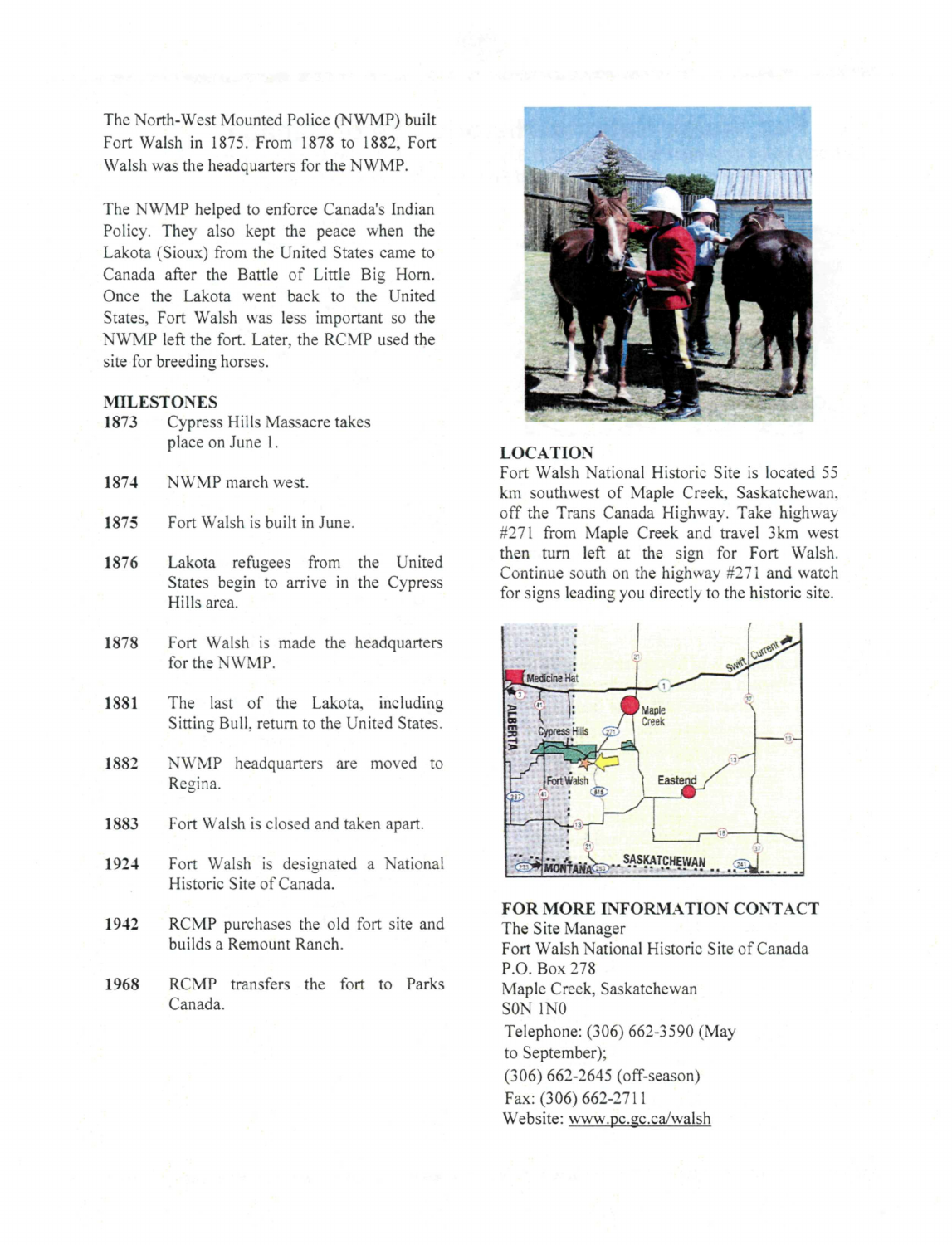The North-West Mounted Police (NWMP) built Fort Walsh in 1875. From 1878 to 1882, Fort Walsh was the headquarters for the NWMP.

The NWMP helped to enforce Canada's Indian Policy. They also kept the peace when the Lakota (Sioux) from the United States came to Canada after the Battle of Little Big Horn. Once the Lakota went back to the United States, Fort Walsh was less important so the NWMP left the fort. Later, the RCMP used the site for breeding horses.

### MILESTONES

**1873** Cypress Hills Massacre takes place on June 1.

**1874** NWMP march west.

**1875** Fort Walsh is built in June.

**1876** Lakota refugees from the United States begin to arrive in the Cypress Hills area.

**1878** Fort Walsh is made the headquarters for the NWMP.

**1881** The last of the Lakota, including Sitting Bull, return to the United States.

**1882** NWMP headquarters are moved to Regina.

**1883** Fort Walsh is closed and taken apart.

**1924** Fort Walsh is designated a National Historic Site of Canada.

**1942** RCMP purchases the old fort site and builds a Remount Ranch.

**1968** RCMP transfers the fort to Parks Canada.

### LOCATION

Fort Walsh National Historic Site is located 55 km southwest of Maple Creek, Saskatchewan, off the Trans Canada Highway. Take highway #271 from Maple Creek and travel 3km west then turn left at the sign for Fort Walsh. Continue south on the highway #271 and watch for signs leading you directly to the historic site.

Medicine Hat
Maple Creek
Swift Current
ALBERTA
Cypress Hills
Fort Walsh
Eastend
MONTANA
SASKATCHEWAN

### FOR MORE INFORMATION CONTACT

The Site Manager
Fort Walsh National Historic Site of Canada
P.O. Box 278
Maple Creek, Saskatchewan
S0N 1N0
Telephone: (306) 662-3590 (May to September);
(306) 662-2645 (off-season)
Fax: (306) 662-2711
Website: www.pc.gc.ca/walsh